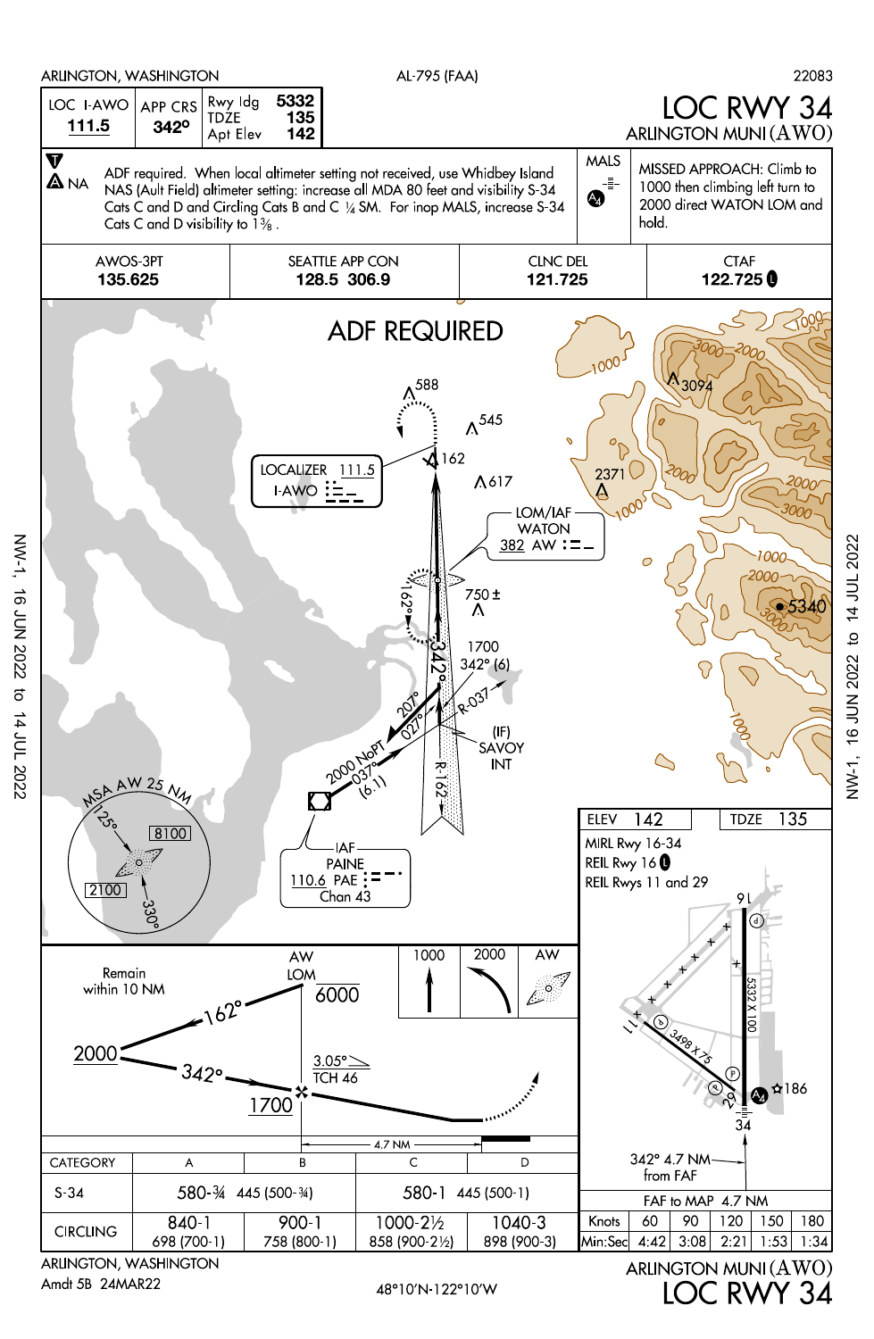ARLINGTON, WASHINGTON — AL-795 (FAA) — 22083

# LOC RWY 34
## ARLINGTON MUNI (AWO)

| LOC I-AWO | APP CRS | Rwy ldg | 5332 |
|---|---|---|---|
| 111.5 | 342° | TDZE | 135 |
| | | Apt Elev | 142 |

▼ A NA — ADF required. When local altimeter setting not received, use Whidbey Island NAS (Ault Field) altimeter setting: increase all MDA 80 feet and visibility S-34 Cats C and D and Circling Cats B and C ¼ SM. For inop MALS, increase S-34 Cats C and D visibility to 1⅜.

MALS

MISSED APPROACH: Climb to 1000 then climbing left turn to 2000 direct WATON LOM and hold.

| AWOS-3PT | SEATTLE APP CON | CLNC DEL | CTAF |
|---|---|---|---|
| 135.625 | 128.5 306.9 | 121.725 | 122.725 L |

ADF REQUIRED

LOCALIZER 111.5 I-AWO

LOM/IAF WATON 382 AW

1700 342° (6)

(IF) SAVOY INT

R-037

R-162

2000 NoPT 037° (6.1)

207° 027°

162° 342°

IAF PAINE 110.6 PAE Chan 43

MSA AW 25 NM: 125°–330° 8100; 330°–125° 2100

Obstacles/terrain: 588, 545, 162, 617, 2371, 3094, 750±, 5340

Remain within 10 NM

AW LOM 6000

2000 — 162° — 342° — 1700

3.05° TCH 46

4.7 NM

1000 / 2000 / AW

ELEV 142 — TDZE 135

MIRL Rwy 16-34

REIL Rwy 16 L

REIL Rwys 11 and 29

Rwy 16-34: 5332 X 100; Rwy 11-29: 3498 X 75; 186

342° 4.7 NM from FAF

| CATEGORY | A | B | C | D |
|---|---|---|---|---|
| S-34 | 580-¾ 445 (500-¾) | | 580-1 445 (500-1) | |
| CIRCLING | 840-1 698 (700-1) | 900-1 758 (800-1) | 1000-2½ 858 (900-2½) | 1040-3 898 (900-3) |

FAF to MAP 4.7 NM

| Knots | 60 | 90 | 120 | 150 | 180 |
|---|---|---|---|---|---|
| Min:Sec | 4:42 | 3:08 | 2:21 | 1:53 | 1:34 |

ARLINGTON, WASHINGTON

Amdt 5B 24MAR22

48°10'N-122°10'W

ARLINGTON MUNI (AWO)

LOC RWY 34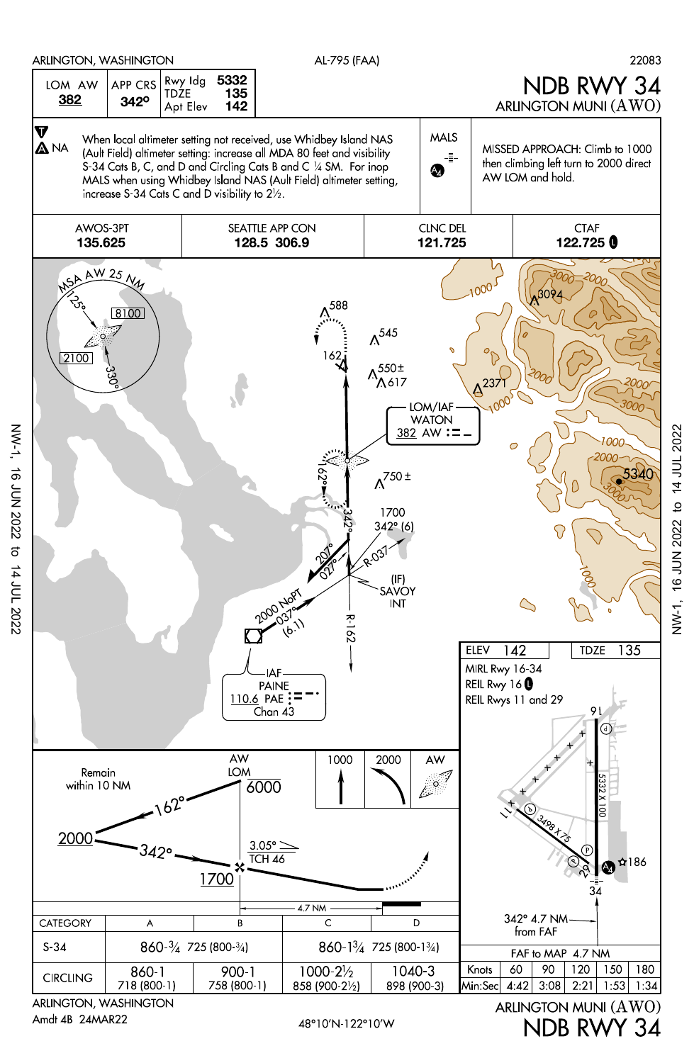ARLINGTON, WASHINGTON — AL-795 (FAA) — 22083

# NDB RWY 34
## ARLINGTON MUNI (AWO)

| LOM AW | APP CRS | Rwy ldg 5332 |
| --- | --- | --- |
| **382** | **342°** | TDZE 135 |
| | | Apt Elev 142 |

NA (alternate minimums not authorized)

When local altimeter setting not received, use Whidbey Island NAS (Ault Field) altimeter setting; increase all MDA 80 feet and visibility S-34 Cats B, C, and Circling Cats B and C ¼ SM. For inop MALS when using Whidbey Island NAS (Ault Field) altimeter setting, increase S-34 Cats C and D visibility to 2½.

MALS

MISSED APPROACH: Climb to 1000 then climbing left turn to 2000 direct AW LOM and hold.

| AWOS-3PT | SEATTLE APP CON | CLNC DEL | CTAF |
| --- | --- | --- | --- |
| **135.625** | **128.5 306.9** | **121.725** | **122.725** |

MSA AW 25 NM: 125°–330° 8100; 330°–125° 2100

LOM/IAF WATON 382 AW

(IF) SAVOY INT

IAF PAINE 110.6 PAE Chan 43

2000 NoPT 037° (6.1)

207° 027° R-037 R-162 1700 342° (6) 162° 342°

Obstacles: 588, 545, 550±, 617, 2371, 3094, 750±, 5340

Profile: Remain within 10 NM; AW LOM 6000; 162°; 2000; 342°; 1700; 3.05° TCH 46; 4.7 NM

Missed approach icons: 1000, 2000, AW

ELEV 142 — TDZE 135

MIRL Rwy 16-34
REIL Rwy 16
REIL Rwys 11 and 29

Rwy 16-34: 5332 X 100; Rwy 11-29: 3498 X 75; 186

342° 4.7 NM from FAF

| CATEGORY | A | B | C | D |
| --- | --- | --- | --- | --- |
| S-34 | 860-¾ 725 (800-¾) | | 860-1¾ 725 (800-1¾) | |
| CIRCLING | 860-1 718 (800-1) | 900-1 758 (800-1) | 1000-2½ 858 (900-2½) | 1040-3 898 (900-3) |

FAF to MAP 4.7 NM

| Knots | 60 | 90 | 120 | 150 | 180 |
| --- | --- | --- | --- | --- | --- |
| Min:Sec | 4:42 | 3:08 | 2:21 | 1:53 | 1:34 |

ARLINGTON, WASHINGTON
Amdt 4B 24MAR22

48°10′N-122°10′W

ARLINGTON MUNI (AWO)
NDB RWY 34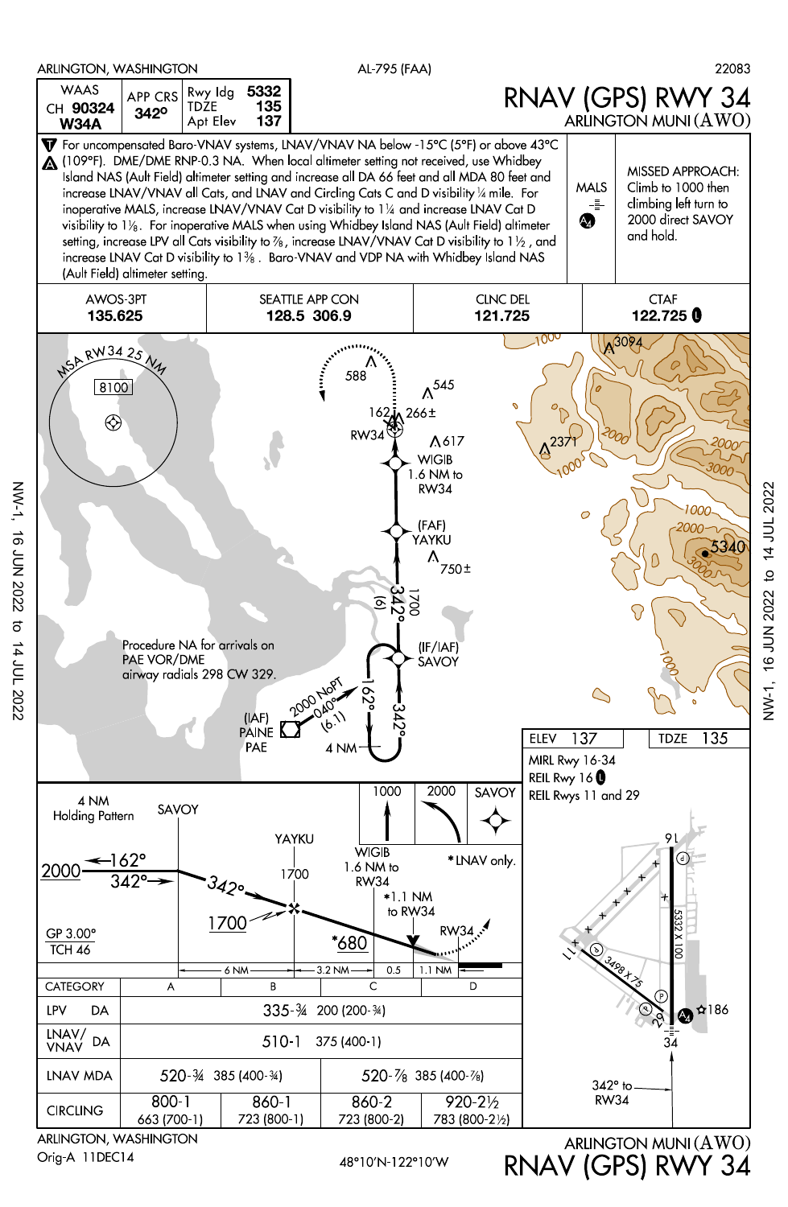ARLINGTON, WASHINGTON — AL-795 (FAA) — 22083

| WAAS CH 90324 W34A | APP CRS 342° | Rwy ldg 5332 TDZE 135 Apt Elev 137 |
|---|---|---|

# RNAV (GPS) RWY 34
## ARLINGTON MUNI (AWO)

For uncompensated Baro-VNAV systems, LNAV/VNAV NA below -15°C (5°F) or above 43°C (109°F). DME/DME RNP-0.3 NA. When local altimeter setting not received, use Whidbey Island NAS (Ault Field) altimeter setting and increase all DA 66 feet and all MDA 80 feet and increase LNAV/VNAV all Cats, and LNAV and Circling Cats C and D visibility ¼ mile. For inoperative MALS, increase LNAV/VNAV Cat D visibility to 1¼ and increase LNAV Cat D visibility to 1⅛. For inoperative MALS when using Whidbey Island NAS (Ault Field) altimeter setting, increase LPV all Cats visibility to ⅞, increase LNAV/VNAV Cat D visibility to 1½, and increase LNAV Cat D visibility to 1⅜. Baro-VNAV and VDP NA with Whidbey Island NAS (Ault Field) altimeter setting.

MALS

MISSED APPROACH: Climb to 1000 then climbing left turn to 2000 direct SAVOY and hold.

| AWOS-3PT | SEATTLE APP CON | CLNC DEL | CTAF |
|---|---|---|---|
| 135.625 | 128.5 306.9 | 121.725 | 122.725 |

MSA RW34 25 NM
8100

588
545
162° 266±
RW34
617
WIGIB 1.6 NM to RW34
2371
3094
(FAF) YAYKU
750±
5340
342° (6)
1700
(IF/IAF) SAVOY
Procedure NA for arrivals on PAE VOR/DME airway radials 298 CW 329.
2000 NoPT 040° (6.1)
(IAF) PAINE PAE
162°
342°
4 NM

ELEV 137 TDZE 135
MIRL Rwy 16-34
REIL Rwy 16
REIL Rwys 11 and 29

4 NM Holding Pattern
SAVOY
2000 162° 342°
YAYKU
1700
1000 2000 SAVOY
WIGIB 1.6 NM to RW34
*LNAV only.
342°
1700
*1.1 NM to RW34
*680
RW34
GP 3.00°
TCH 46
6 NM — 3.2 NM — 0.5 — 1.1 NM

9
5332 X 100
3498 X 75
11
29
16
34
186
342° to RW34

| CATEGORY | A | B | C | D |
|---|---|---|---|---|
| LPV DA | 335-¾ 200 (200-¾) | | | |
| LNAV/VNAV DA | 510-1 375 (400-1) | | | |
| LNAV MDA | 520-¾ 385 (400-¾) | | 520-⅞ 385 (400-⅞) | |
| CIRCLING | 800-1 663 (700-1) | 860-1 723 (800-1) | 860-2 723 (800-2) | 920-2½ 783 (800-2½) |

ARLINGTON, WASHINGTON
Orig-A 11DEC14
48°10'N-122°10'W
ARLINGTON MUNI (AWO)
RNAV (GPS) RWY 34

NW-1, 16 JUN 2022 to 14 JUL 2022